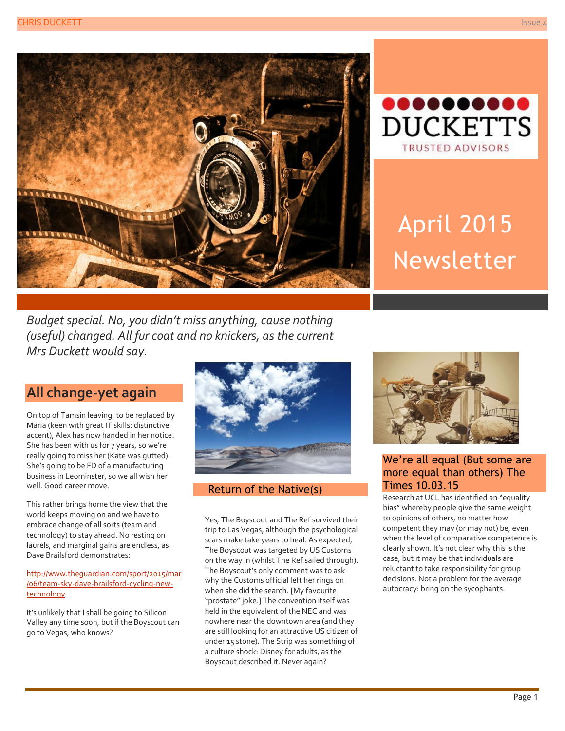DUCKETTS

TRUSTED ADVISORS

# April 2015 Newsletter

*Budget special. No, you didn't miss anything, cause nothing (useful) changed. All fur coat and no knickers, as the current Mrs Duckett would say.*

## All change-yet again

On top of Tamsin leaving, to be replaced by Maria (keen with great IT skills: distinctive accent), Alex has now handed in her notice. She has been with us for 7 years, so we're really going to miss her (Kate was gutted). She's going to be FD of a manufacturing business in Leominster, so we all wish her well. Good career move.

This rather brings home the view that the world keeps moving on and we have to embrace change of all sorts (team and technology) to stay ahead. No resting on laurels, and marginal gains are endless, as Dave Brailsford demonstrates:

http://www.theguardian.com/sport/2015/mar/06/team-sky-dave-brailsford-cycling-new-technology

It's unlikely that I shall be going to Silicon Valley any time soon, but if the Boyscout can go to Vegas, who knows?

## Return of the Native(s)

Yes, The Boyscout and The Ref survived their trip to Las Vegas, although the psychological scars make take years to heal. As expected, The Boyscout was targeted by US Customs on the way in (whilst The Ref sailed through). The Boyscout's only comment was to ask why the Customs official left her rings on when she did the search. [My favourite "prostate" joke.] The convention itself was held in the equivalent of the NEC and was nowhere near the downtown area (and they are still looking for an attractive US citizen of under 15 stone). The Strip was something of a culture shock: Disney for adults, as the Boyscout described it. Never again?

## We're all equal (But some are more equal than others) The Times 10.03.15

Research at UCL has identified an "equality bias" whereby people give the same weight to opinions of others, no matter how competent they may (or may not) be, even when the level of comparative competence is clearly shown. It's not clear why this is the case, but it may be that individuals are reluctant to take responsibility for group decisions. Not a problem for the average autocracy: bring on the sycophants.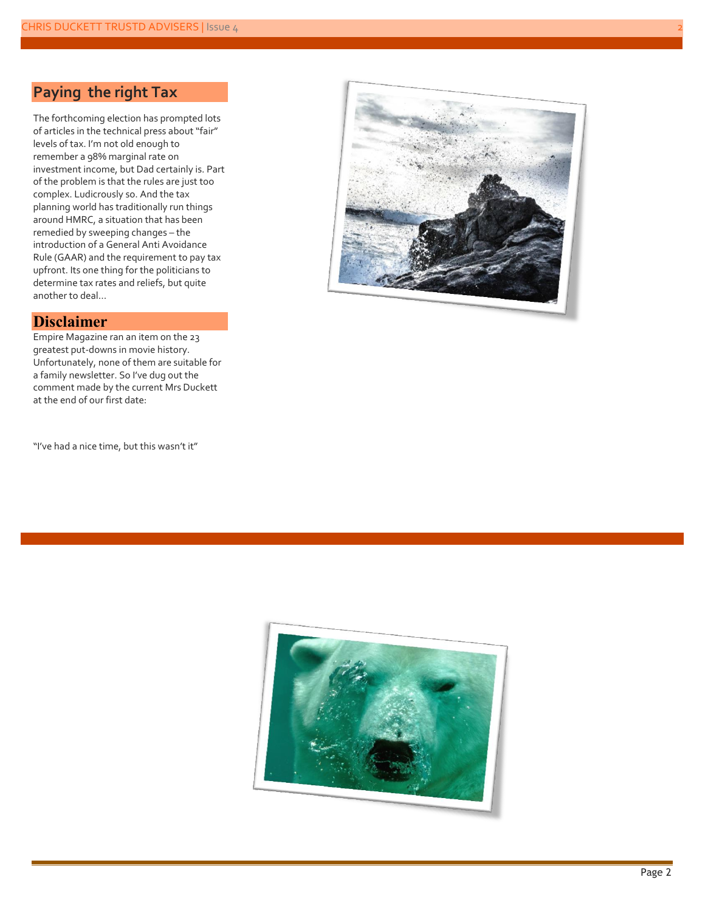## Paying the right Tax

The forthcoming election has prompted lots of articles in the technical press about "fair" levels of tax. I'm not old enough to remember a 98% marginal rate on investment income, but Dad certainly is. Part of the problem is that the rules are just too complex. Ludicrously so. And the tax planning world has traditionally run things around HMRC, a situation that has been remedied by sweeping changes – the introduction of a General Anti Avoidance Rule (GAAR) and the requirement to pay tax upfront. Its one thing for the politicians to determine tax rates and reliefs, but quite another to deal…

## Disclaimer

Empire Magazine ran an item on the 23 greatest put-downs in movie history. Unfortunately, none of them are suitable for a family newsletter. So I've dug out the comment made by the current Mrs Duckett at the end of our first date:

"I've had a nice time, but this wasn't it"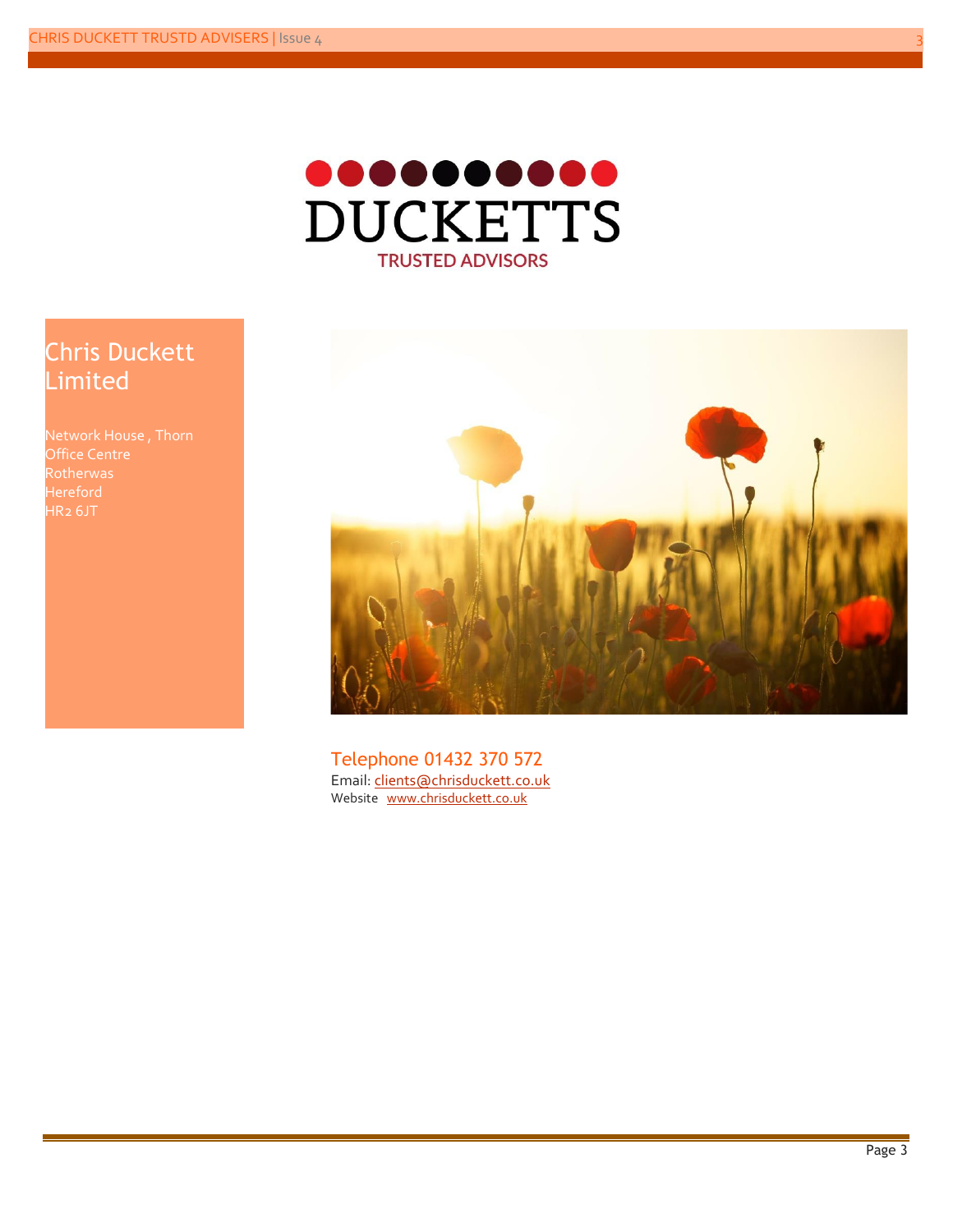DUCKETTS

TRUSTED ADVISORS

## Chris Duckett Limited

Network House , Thorn Office Centre
Rotherwas
Hereford
HR2 6JT

Telephone 01432 370 572

Email: clients@chrisduckett.co.uk

Website www.chrisduckett.co.uk